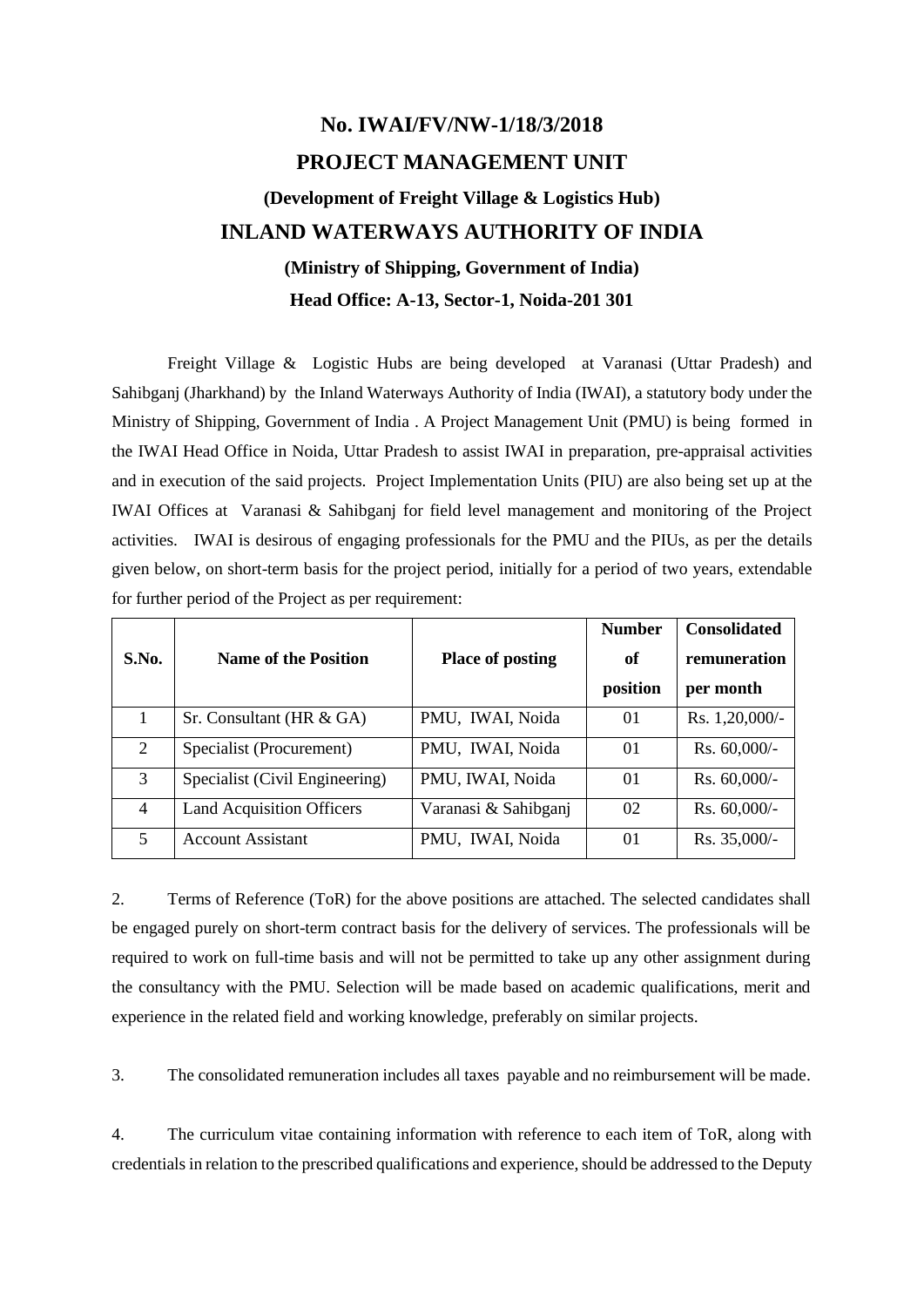**No. IWAI/FV/NW-1/18/3/2018**

# PROJECT MANAGEMENT UNIT

**(Development of Freight Village & Logistics Hub)**

# INLAND WATERWAYS AUTHORITY OF INDIA

**(Ministry of Shipping, Government of India)**

**Head Office: A-13, Sector-1, Noida-201 301**

Freight Village & Logistic Hubs are being developed at Varanasi (Uttar Pradesh) and Sahibganj (Jharkhand) by the Inland Waterways Authority of India (IWAI), a statutory body under the Ministry of Shipping, Government of India . A Project Management Unit (PMU) is being formed in the IWAI Head Office in Noida, Uttar Pradesh to assist IWAI in preparation, pre-appraisal activities and in execution of the said projects. Project Implementation Units (PIU) are also being set up at the IWAI Offices at Varanasi & Sahibganj for field level management and monitoring of the Project activities. IWAI is desirous of engaging professionals for the PMU and the PIUs, as per the details given below, on short-term basis for the project period, initially for a period of two years, extendable for further period of the Project as per requirement:

| S.No. | Name of the Position | Place of posting | Number of position | Consolidated remuneration per month |
|---|---|---|---|---|
| 1 | Sr. Consultant (HR & GA) | PMU, IWAI, Noida | 01 | Rs. 1,20,000/- |
| 2 | Specialist (Procurement) | PMU, IWAI, Noida | 01 | Rs. 60,000/- |
| 3 | Specialist (Civil Engineering) | PMU, IWAI, Noida | 01 | Rs. 60,000/- |
| 4 | Land Acquisition Officers | Varanasi & Sahibganj | 02 | Rs. 60,000/- |
| 5 | Account Assistant | PMU, IWAI, Noida | 01 | Rs. 35,000/- |

2. Terms of Reference (ToR) for the above positions are attached. The selected candidates shall be engaged purely on short-term contract basis for the delivery of services. The professionals will be required to work on full-time basis and will not be permitted to take up any other assignment during the consultancy with the PMU. Selection will be made based on academic qualifications, merit and experience in the related field and working knowledge, preferably on similar projects.

3. The consolidated remuneration includes all taxes payable and no reimbursement will be made.

4. The curriculum vitae containing information with reference to each item of ToR, along with credentials in relation to the prescribed qualifications and experience, should be addressed to the Deputy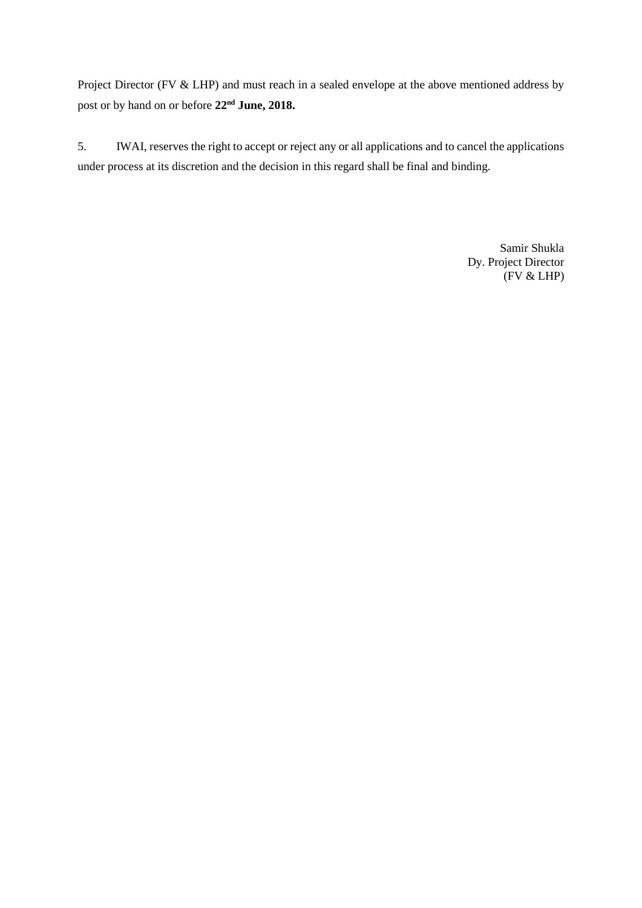Project Director (FV & LHP) and must reach in a sealed envelope at the above mentioned address by post or by hand on or before **22nd June, 2018.**

5. IWAI, reserves the right to accept or reject any or all applications and to cancel the applications under process at its discretion and the decision in this regard shall be final and binding.

Samir Shukla
Dy. Project Director
(FV & LHP)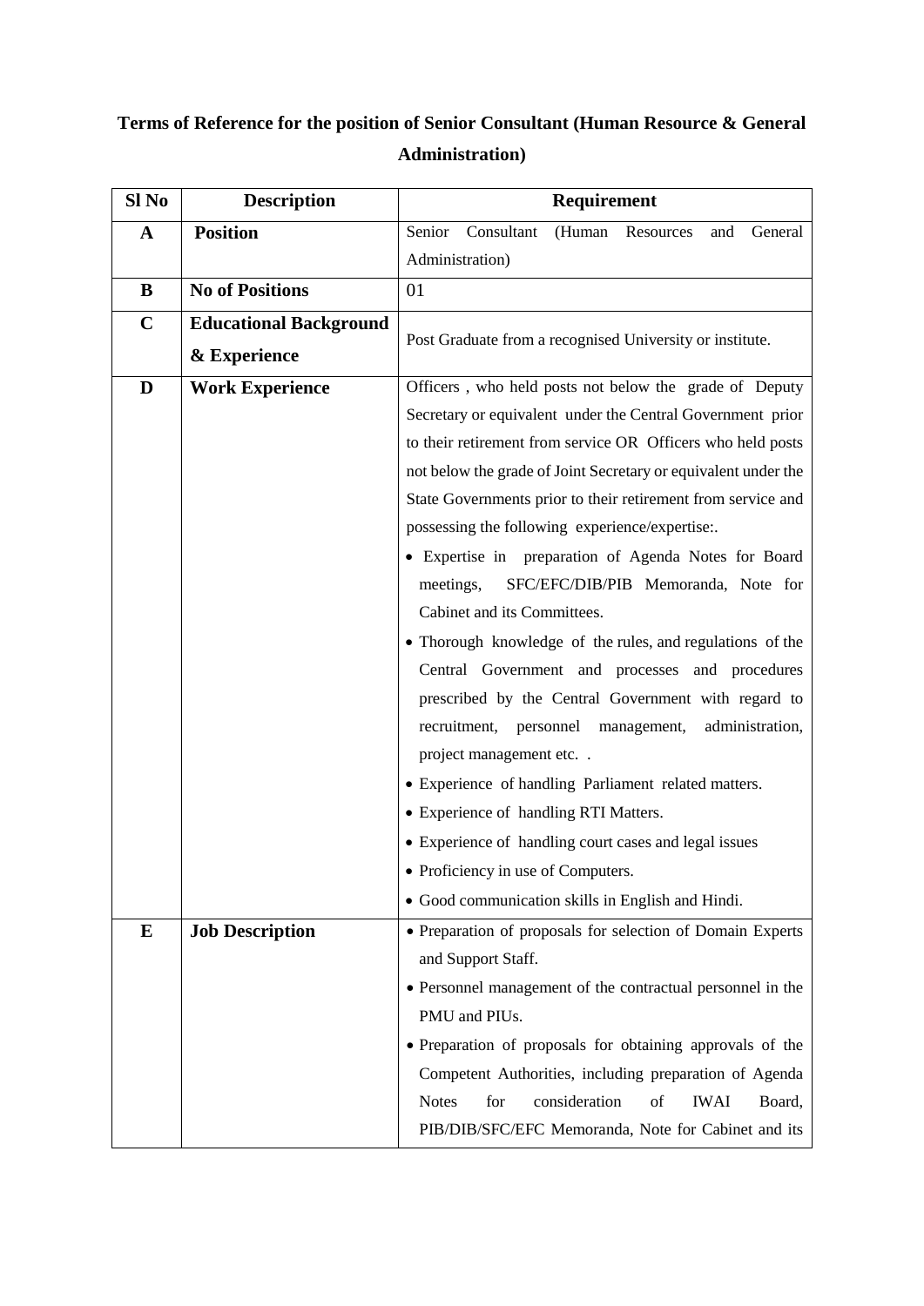**Terms of Reference for the position of Senior Consultant (Human Resource & General Administration)**

| Sl No | Description | Requirement |
|---|---|---|
| **A** | **Position** | Senior Consultant (Human Resources and General Administration) |
| **B** | **No of Positions** | 01 |
| **C** | **Educational Background & Experience** | Post Graduate from a recognised University or institute. |
| **D** | **Work Experience** | Officers , who held posts not below the grade of Deputy Secretary or equivalent under the Central Government prior to their retirement from service OR Officers who held posts not below the grade of Joint Secretary or equivalent under the State Governments prior to their retirement from service and possessing the following experience/expertise:.<br>• Expertise in preparation of Agenda Notes for Board meetings, SFC/EFC/DIB/PIB Memoranda, Note for Cabinet and its Committees.<br>• Thorough knowledge of the rules, and regulations of the Central Government and processes and procedures prescribed by the Central Government with regard to recruitment, personnel management, administration, project management etc. .<br>• Experience of handling Parliament related matters.<br>• Experience of handling RTI Matters.<br>• Experience of handling court cases and legal issues<br>• Proficiency in use of Computers.<br>• Good communication skills in English and Hindi. |
| **E** | **Job Description** | • Preparation of proposals for selection of Domain Experts and Support Staff.<br>• Personnel management of the contractual personnel in the PMU and PIUs.<br>• Preparation of proposals for obtaining approvals of the Competent Authorities, including preparation of Agenda Notes for consideration of IWAI Board, PIB/DIB/SFC/EFC Memoranda, Note for Cabinet and its |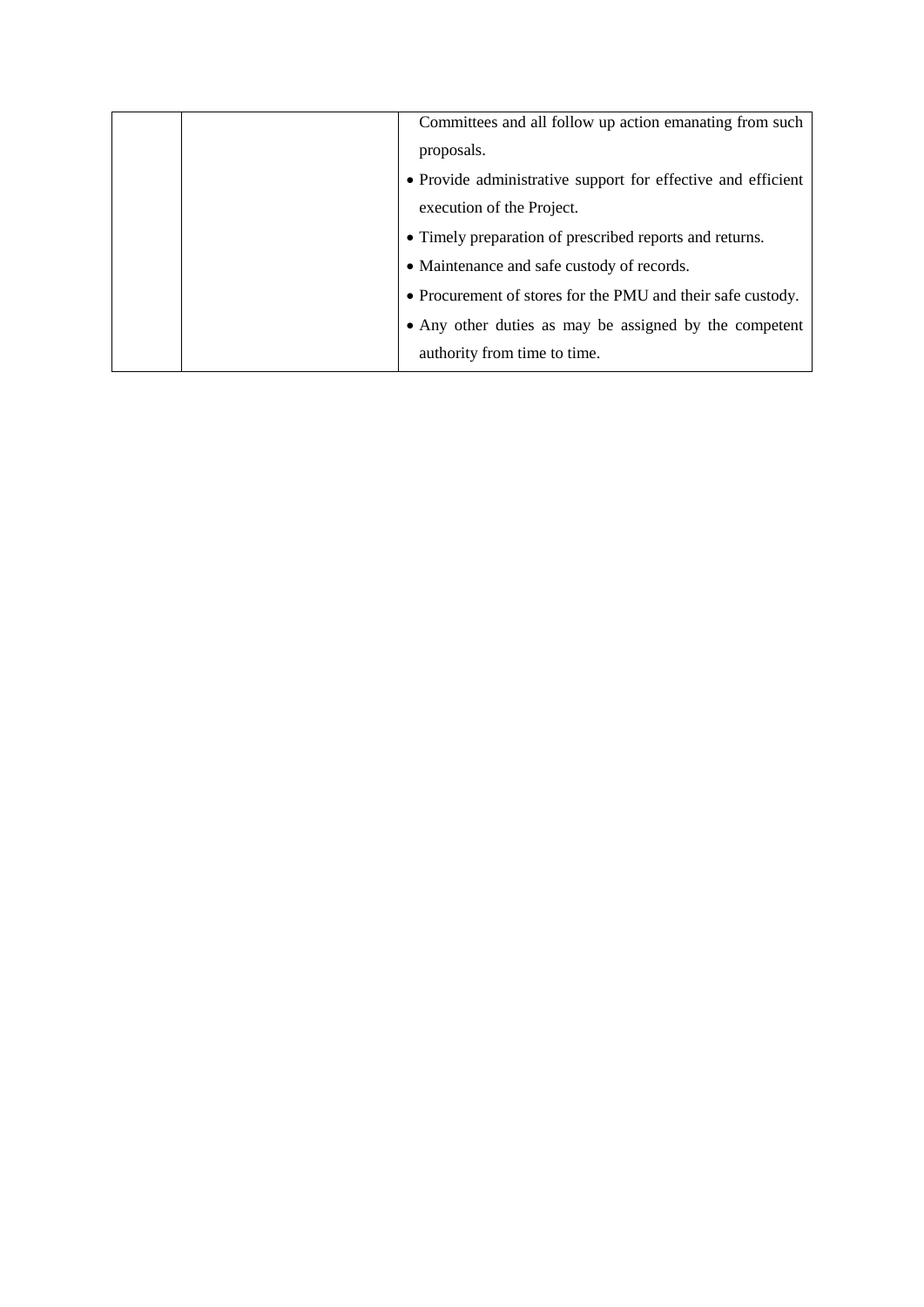|  |  |  |
|---|---|---|
|  |  | Committees and all follow up action emanating from such proposals.<br>• Provide administrative support for effective and efficient execution of the Project.<br>• Timely preparation of prescribed reports and returns.<br>• Maintenance and safe custody of records.<br>• Procurement of stores for the PMU and their safe custody.<br>• Any other duties as may be assigned by the competent authority from time to time. |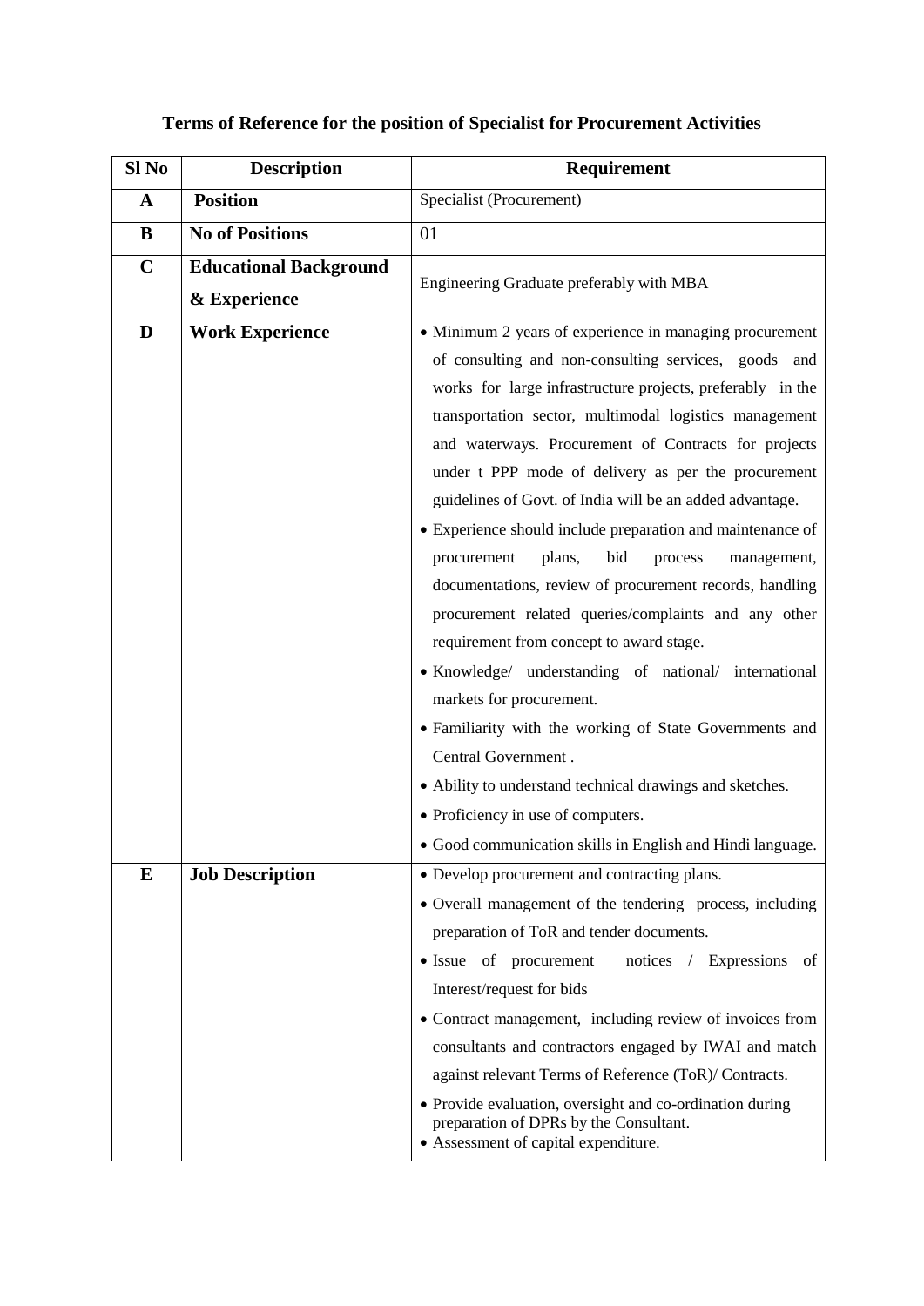**Terms of Reference for the position of Specialist for Procurement Activities**

| Sl No | Description | Requirement |
|---|---|---|
| **A** | **Position** | Specialist (Procurement) |
| **B** | **No of Positions** | 01 |
| **C** | **Educational Background & Experience** | Engineering Graduate preferably with MBA |
| **D** | **Work Experience** | • Minimum 2 years of experience in managing procurement of consulting and non-consulting services, goods and works for large infrastructure projects, preferably in the transportation sector, multimodal logistics management and waterways. Procurement of Contracts for projects under t PPP mode of delivery as per the procurement guidelines of Govt. of India will be an added advantage.<br>• Experience should include preparation and maintenance of procurement plans, bid process management, documentations, review of procurement records, handling procurement related queries/complaints and any other requirement from concept to award stage.<br>• Knowledge/ understanding of national/ international markets for procurement.<br>• Familiarity with the working of State Governments and Central Government .<br>• Ability to understand technical drawings and sketches.<br>• Proficiency in use of computers.<br>• Good communication skills in English and Hindi language. |
| **E** | **Job Description** | • Develop procurement and contracting plans.<br>• Overall management of the tendering process, including preparation of ToR and tender documents.<br>• Issue of procurement notices / Expressions of Interest/request for bids<br>• Contract management, including review of invoices from consultants and contractors engaged by IWAI and match against relevant Terms of Reference (ToR)/ Contracts.<br>• Provide evaluation, oversight and co-ordination during preparation of DPRs by the Consultant.<br>• Assessment of capital expenditure. |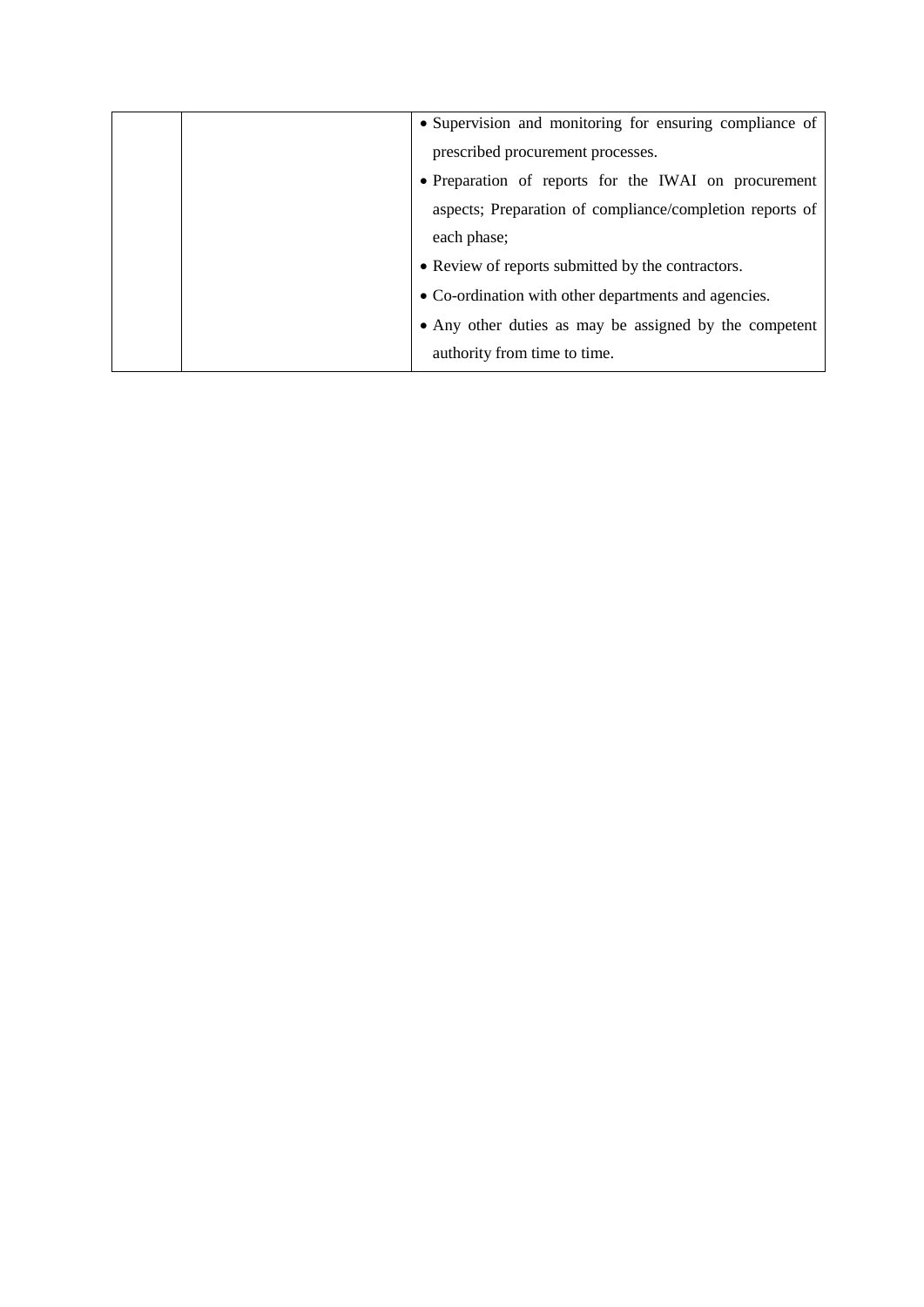|  |  |  |
|---|---|---|
|  |  | • Supervision and monitoring for ensuring compliance of prescribed procurement processes.<br>• Preparation of reports for the IWAI on procurement aspects; Preparation of compliance/completion reports of each phase;<br>• Review of reports submitted by the contractors.<br>• Co-ordination with other departments and agencies.<br>• Any other duties as may be assigned by the competent authority from time to time. |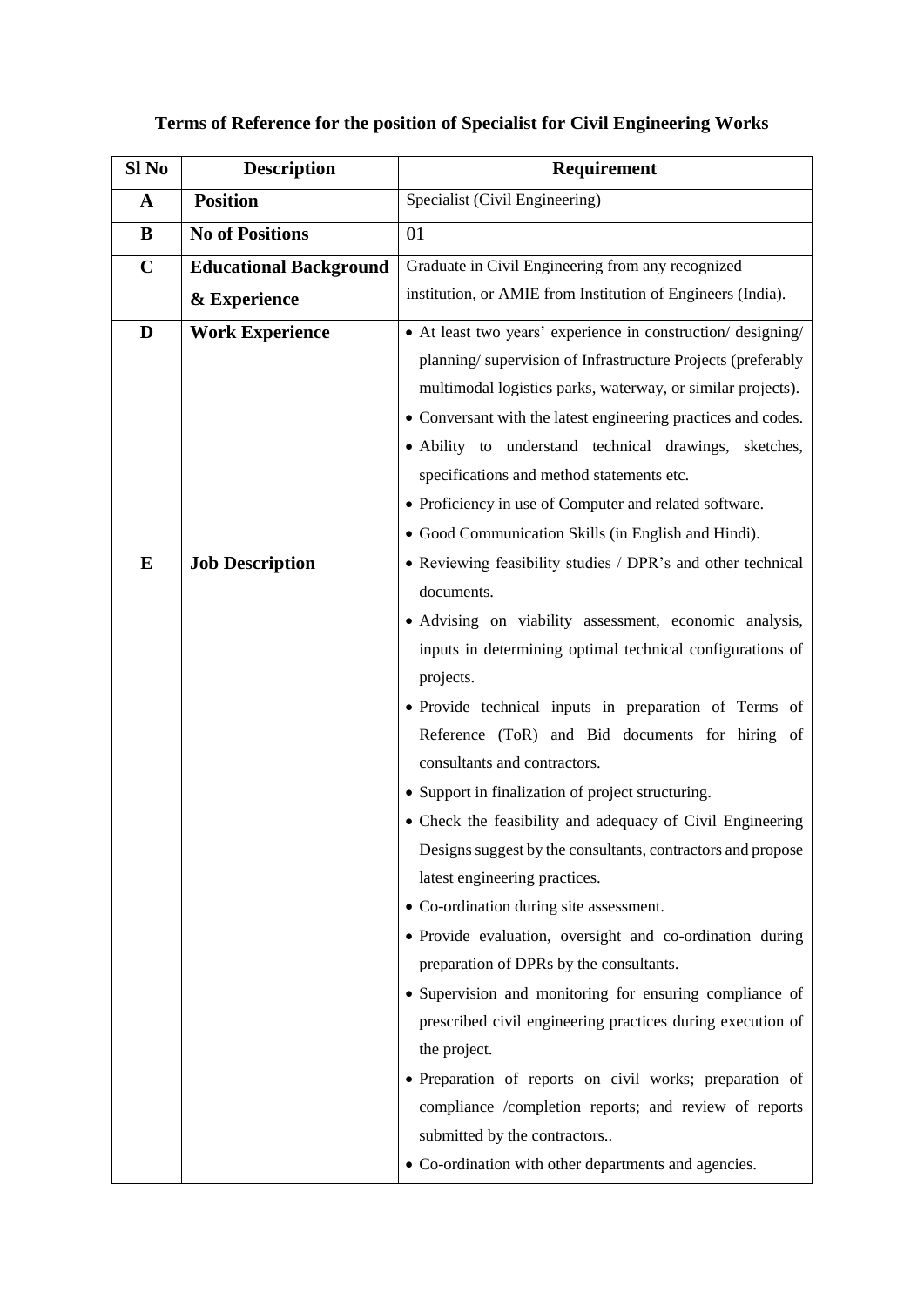**Terms of Reference for the position of Specialist for Civil Engineering Works**

| Sl No | Description | Requirement |
|---|---|---|
| **A** | **Position** | Specialist (Civil Engineering) |
| **B** | **No of Positions** | 01 |
| **C** | **Educational Background & Experience** | Graduate in Civil Engineering from any recognized institution, or AMIE from Institution of Engineers (India). |
| **D** | **Work Experience** | • At least two years' experience in construction/ designing/ planning/ supervision of Infrastructure Projects (preferably multimodal logistics parks, waterway, or similar projects).<br>• Conversant with the latest engineering practices and codes.<br>• Ability to understand technical drawings, sketches, specifications and method statements etc.<br>• Proficiency in use of Computer and related software.<br>• Good Communication Skills (in English and Hindi). |
| **E** | **Job Description** | • Reviewing feasibility studies / DPR's and other technical documents.<br>• Advising on viability assessment, economic analysis, inputs in determining optimal technical configurations of projects.<br>• Provide technical inputs in preparation of Terms of Reference (ToR) and Bid documents for hiring of consultants and contractors.<br>• Support in finalization of project structuring.<br>• Check the feasibility and adequacy of Civil Engineering Designs suggest by the consultants, contractors and propose latest engineering practices.<br>• Co-ordination during site assessment.<br>• Provide evaluation, oversight and co-ordination during preparation of DPRs by the consultants.<br>• Supervision and monitoring for ensuring compliance of prescribed civil engineering practices during execution of the project.<br>• Preparation of reports on civil works; preparation of compliance /completion reports; and review of reports submitted by the contractors..<br>• Co-ordination with other departments and agencies. |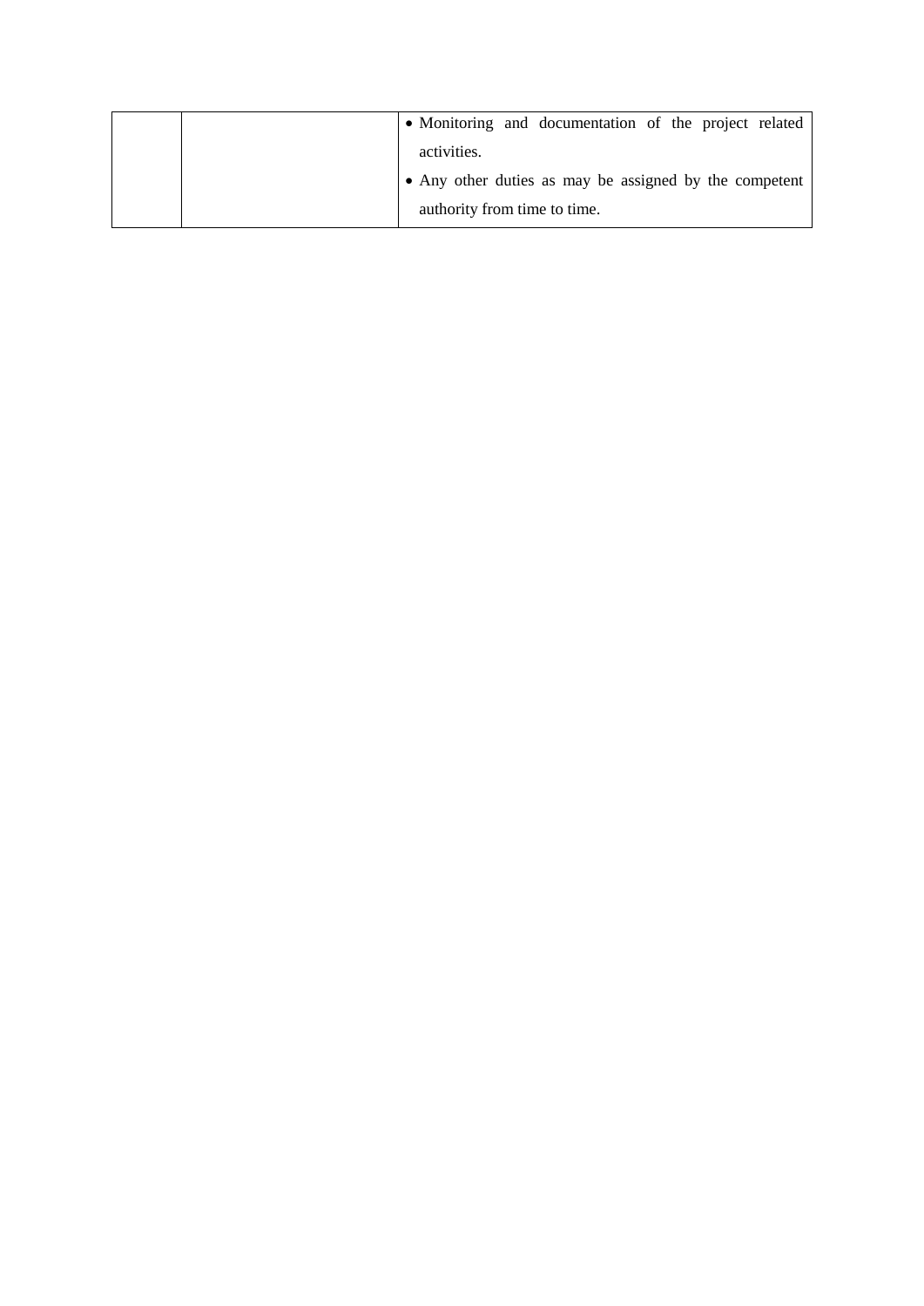| | | • Monitoring and documentation of the project related activities.<br>• Any other duties as may be assigned by the competent authority from time to time. |
|---|---|---|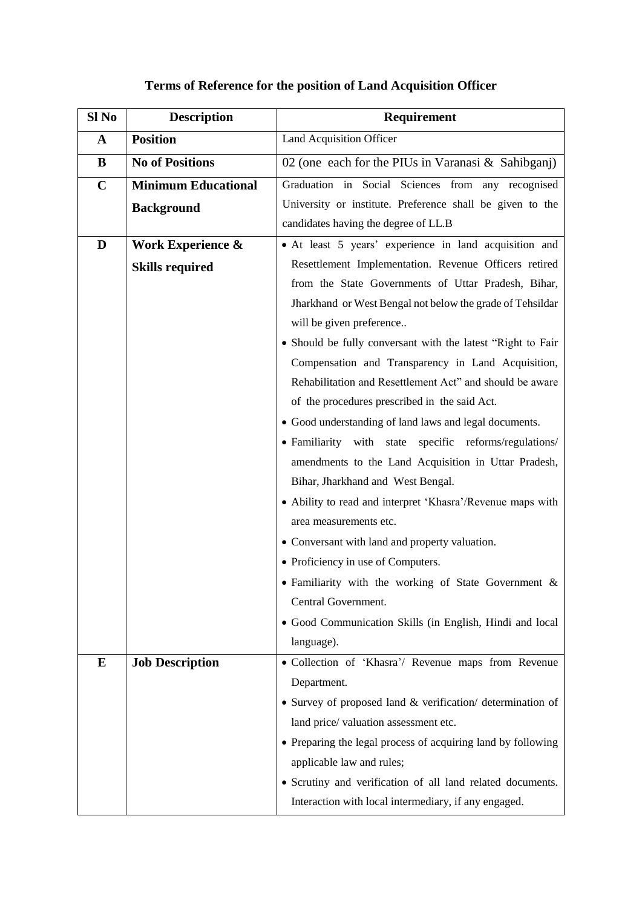**Terms of Reference for the position of Land Acquisition Officer**

| Sl No | Description | Requirement |
|---|---|---|
| **A** | **Position** | Land Acquisition Officer |
| **B** | **No of Positions** | 02 (one each for the PIUs in Varanasi & Sahibganj) |
| **C** | **Minimum Educational Background** | Graduation in Social Sciences from any recognised University or institute. Preference shall be given to the candidates having the degree of LL.B |
| **D** | **Work Experience & Skills required** | • At least 5 years' experience in land acquisition and Resettlement Implementation. Revenue Officers retired from the State Governments of Uttar Pradesh, Bihar, Jharkhand or West Bengal not below the grade of Tehsildar will be given preference..<br>• Should be fully conversant with the latest "Right to Fair Compensation and Transparency in Land Acquisition, Rehabilitation and Resettlement Act" and should be aware of the procedures prescribed in the said Act.<br>• Good understanding of land laws and legal documents.<br>• Familiarity with state specific reforms/regulations/ amendments to the Land Acquisition in Uttar Pradesh, Bihar, Jharkhand and West Bengal.<br>• Ability to read and interpret 'Khasra'/Revenue maps with area measurements etc.<br>• Conversant with land and property valuation.<br>• Proficiency in use of Computers.<br>• Familiarity with the working of State Government & Central Government.<br>• Good Communication Skills (in English, Hindi and local language). |
| **E** | **Job Description** | • Collection of 'Khasra'/ Revenue maps from Revenue Department.<br>• Survey of proposed land & verification/ determination of land price/ valuation assessment etc.<br>• Preparing the legal process of acquiring land by following applicable law and rules;<br>• Scrutiny and verification of all land related documents. Interaction with local intermediary, if any engaged. |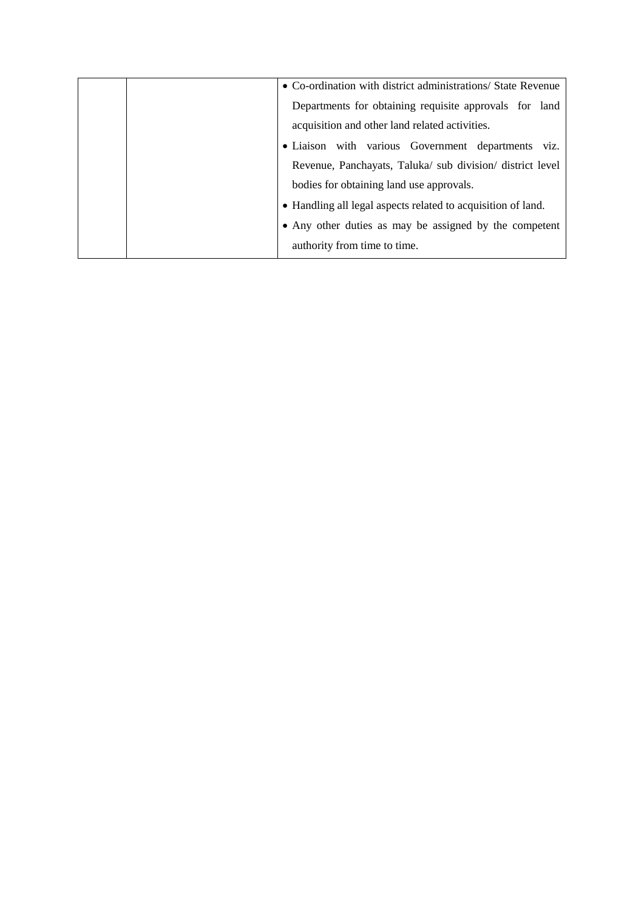|  |  | • Co-ordination with district administrations/ State Revenue Departments for obtaining requisite approvals for land acquisition and other land related activities.<br>• Liaison with various Government departments viz. Revenue, Panchayats, Taluka/ sub division/ district level bodies for obtaining land use approvals.<br>• Handling all legal aspects related to acquisition of land.<br>• Any other duties as may be assigned by the competent authority from time to time. |
|---|---|---|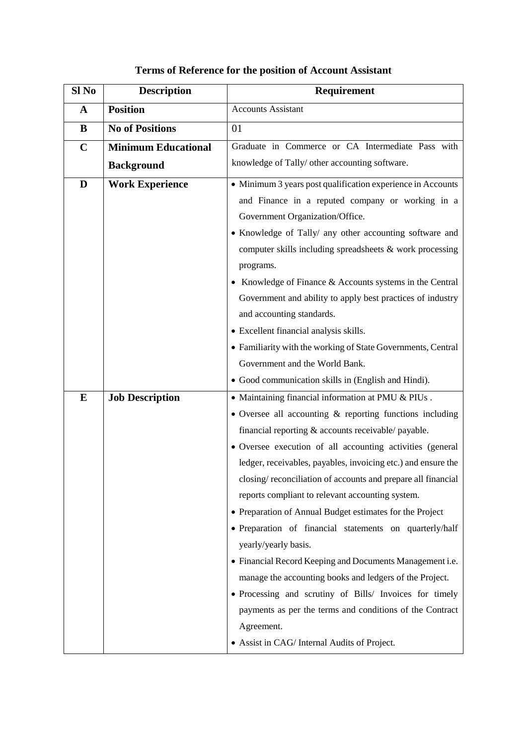**Terms of Reference for the position of Account Assistant**

| Sl No | Description | Requirement |
|---|---|---|
| **A** | **Position** | Accounts Assistant |
| **B** | **No of Positions** | 01 |
| **C** | **Minimum Educational Background** | Graduate in Commerce or CA Intermediate Pass with knowledge of Tally/ other accounting software. |
| **D** | **Work Experience** | • Minimum 3 years post qualification experience in Accounts and Finance in a reputed company or working in a Government Organization/Office.<br>• Knowledge of Tally/ any other accounting software and computer skills including spreadsheets & work processing programs.<br>• Knowledge of Finance & Accounts systems in the Central Government and ability to apply best practices of industry and accounting standards.<br>• Excellent financial analysis skills.<br>• Familiarity with the working of State Governments, Central Government and the World Bank.<br>• Good communication skills in (English and Hindi). |
| **E** | **Job Description** | • Maintaining financial information at PMU & PIUs .<br>• Oversee all accounting & reporting functions including financial reporting & accounts receivable/ payable.<br>• Oversee execution of all accounting activities (general ledger, receivables, payables, invoicing etc.) and ensure the closing/ reconciliation of accounts and prepare all financial reports compliant to relevant accounting system.<br>• Preparation of Annual Budget estimates for the Project<br>• Preparation of financial statements on quarterly/half yearly/yearly basis.<br>• Financial Record Keeping and Documents Management i.e. manage the accounting books and ledgers of the Project.<br>• Processing and scrutiny of Bills/ Invoices for timely payments as per the terms and conditions of the Contract Agreement.<br>• Assist in CAG/ Internal Audits of Project. |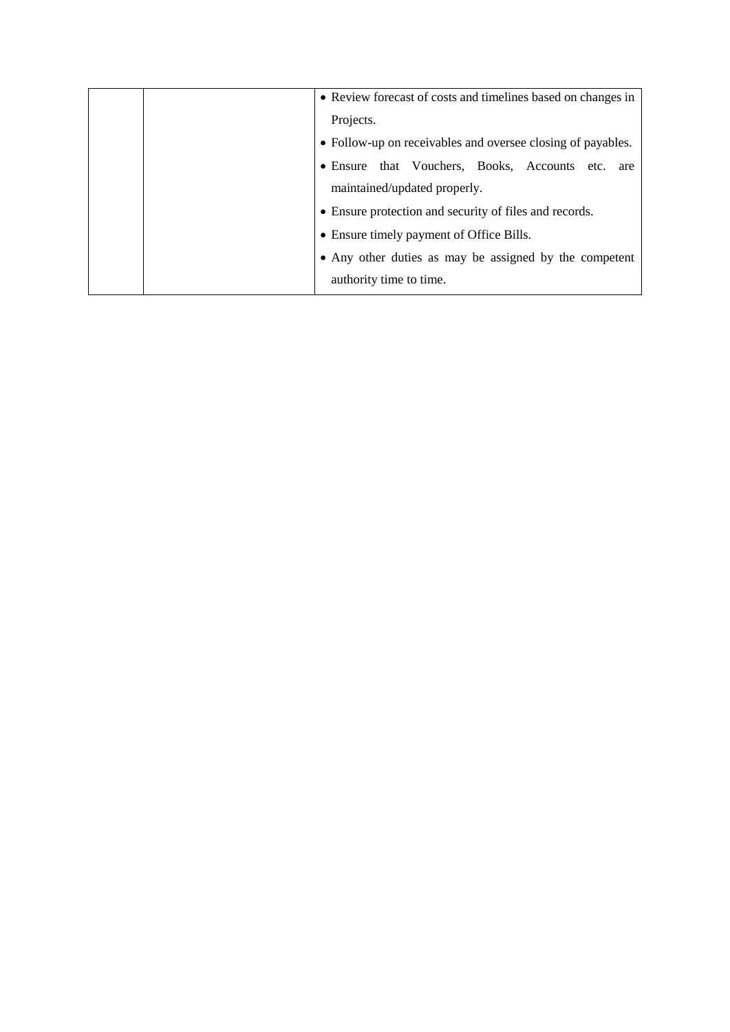| | | |
|---|---|---|
| | | • Review forecast of costs and timelines based on changes in Projects.<br>• Follow-up on receivables and oversee closing of payables.<br>• Ensure that Vouchers, Books, Accounts etc. are maintained/updated properly.<br>• Ensure protection and security of files and records.<br>• Ensure timely payment of Office Bills.<br>• Any other duties as may be assigned by the competent authority time to time. |